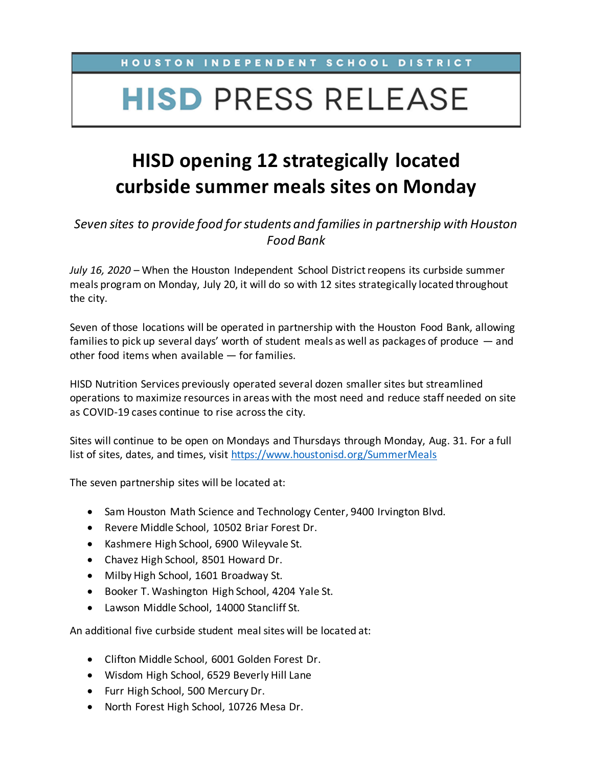HOUSTON INDEPENDENT SCHOOL DISTRICT

# HISD PRESS RELEASE

## HISD opening 12 strategically located curbside summer meals sites on Monday

*Seven sites to provide food for students and families in partnership with Houston Food Bank*

*July 16, 2020* – When the Houston Independent School District reopens its curbside summer meals program on Monday, July 20, it will do so with 12 sites strategically located throughout the city.

Seven of those locations will be operated in partnership with the Houston Food Bank, allowing families to pick up several days' worth of student meals as well as packages of produce — and other food items when available — for families.

HISD Nutrition Services previously operated several dozen smaller sites but streamlined operations to maximize resources in areas with the most need and reduce staff needed on site as COVID-19 cases continue to rise across the city.

Sites will continue to be open on Mondays and Thursdays through Monday, Aug. 31. For a full list of sites, dates, and times, visit [https://www.houstonisd.org/SummerMeals](https://www.houstonisd.org/SummerMeals)

The seven partnership sites will be located at:

- Sam Houston Math Science and Technology Center, 9400 Irvington Blvd.
- Revere Middle School, 10502 Briar Forest Dr.
- Kashmere High School, 6900 Wileyvale St.
- Chavez High School, 8501 Howard Dr.
- Milby High School, 1601 Broadway St.
- Booker T. Washington High School, 4204 Yale St.
- Lawson Middle School, 14000 Stancliff St.

An additional five curbside student meal sites will be located at:

- Clifton Middle School, 6001 Golden Forest Dr.
- Wisdom High School, 6529 Beverly Hill Lane
- Furr High School, 500 Mercury Dr.
- North Forest High School, 10726 Mesa Dr.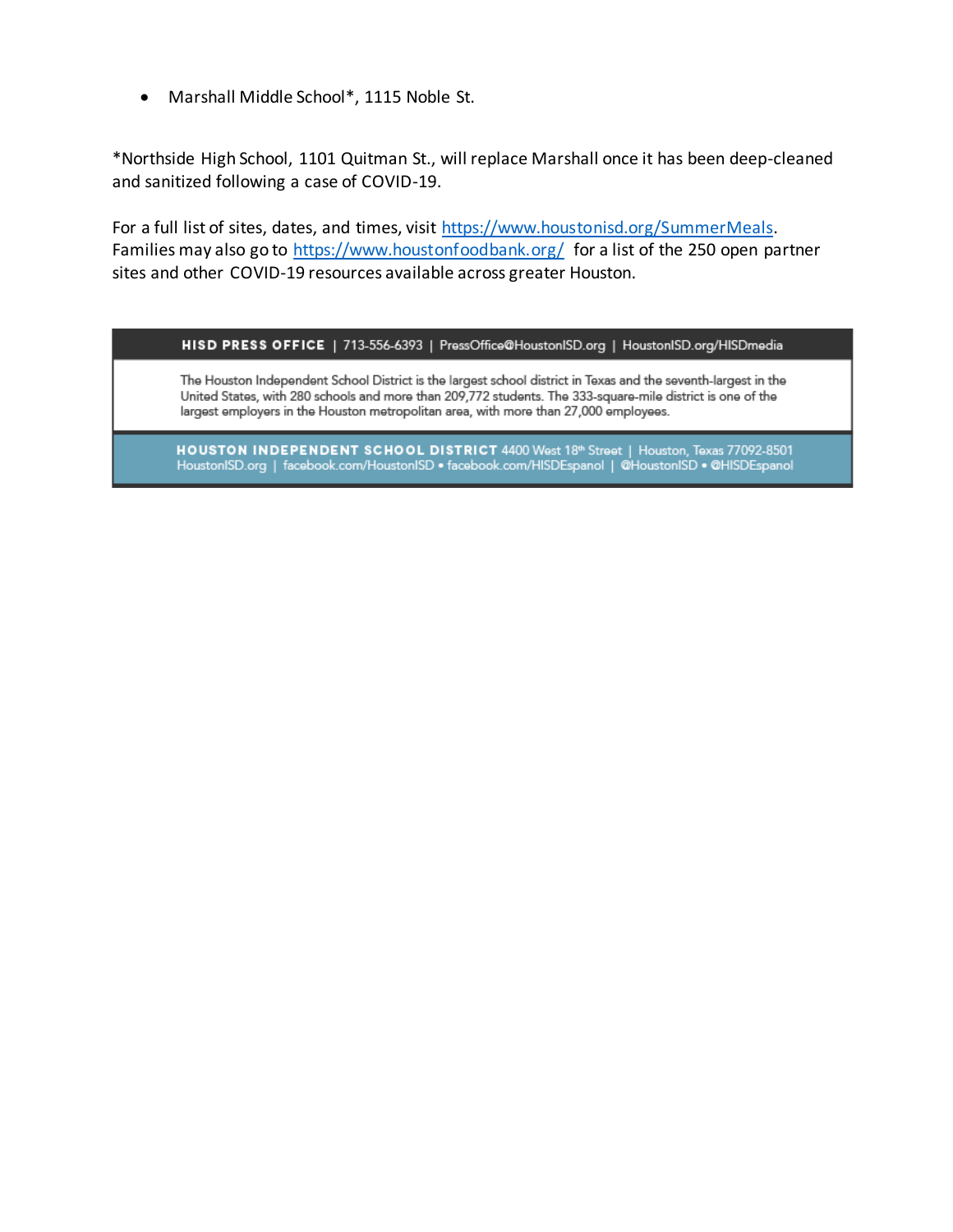- Marshall Middle School*, 1115 Noble St.

*Northside High School, 1101 Quitman St., will replace Marshall once it has been deep-cleaned and sanitized following a case of COVID-19.

For a full list of sites, dates, and times, visit https://www.houstonisd.org/SummerMeals. Families may also go to https://www.houstonfoodbank.org/ for a list of the 250 open partner sites and other COVID-19 resources available across greater Houston.

**HISD PRESS OFFICE** | 713-556-6393 | PressOffice@HoustonISD.org | HoustonISD.org/HISDmedia

The Houston Independent School District is the largest school district in Texas and the seventh-largest in the United States, with 280 schools and more than 209,772 students. The 333-square-mile district is one of the largest employers in the Houston metropolitan area, with more than 27,000 employees.

**HOUSTON INDEPENDENT SCHOOL DISTRICT** 4400 West 18th Street | Houston, Texas 77092-8501
HoustonISD.org | facebook.com/HoustonISD • facebook.com/HISDEspanol | @HoustonISD • @HISDEspanol